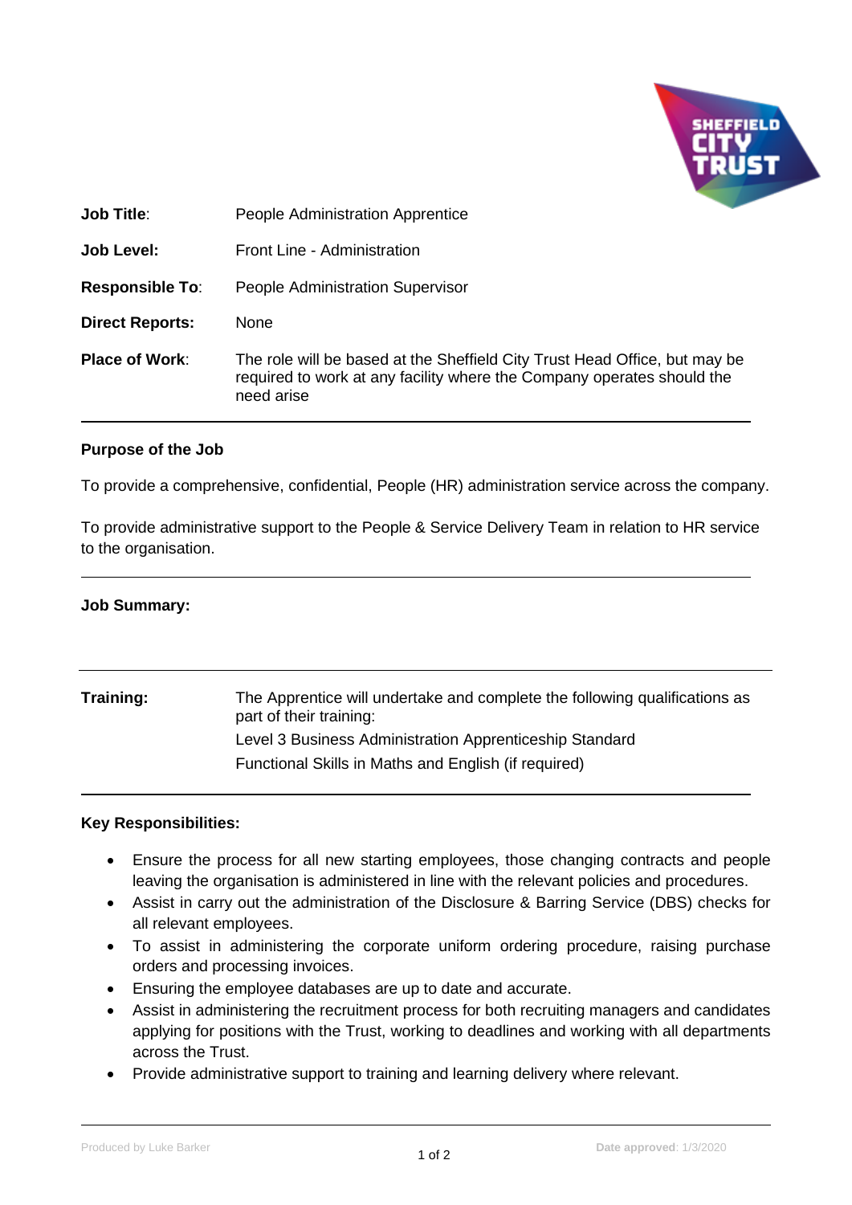| | |
|---|---|
| **Job Title**: | People Administration Apprentice |
| **Job Level:** | Front Line - Administration |
| **Responsible To**: | People Administration Supervisor |
| **Direct Reports:** | None |
| **Place of Work**: | The role will be based at the Sheffield City Trust Head Office, but may be required to work at any facility where the Company operates should the need arise |

**Purpose of the Job**

To provide a comprehensive, confidential, People (HR) administration service across the company.

To provide administrative support to the People & Service Delivery Team in relation to HR service to the organisation.

**Job Summary:**

| | |
|---|---|
| **Training:** | The Apprentice will undertake and complete the following qualifications as part of their training:<br>Level 3 Business Administration Apprenticeship Standard<br>Functional Skills in Maths and English (if required) |

**Key Responsibilities:**

- Ensure the process for all new starting employees, those changing contracts and people leaving the organisation is administered in line with the relevant policies and procedures.
- Assist in carry out the administration of the Disclosure & Barring Service (DBS) checks for all relevant employees.
- To assist in administering the corporate uniform ordering procedure, raising purchase orders and processing invoices.
- Ensuring the employee databases are up to date and accurate.
- Assist in administering the recruitment process for both recruiting managers and candidates applying for positions with the Trust, working to deadlines and working with all departments across the Trust.
- Provide administrative support to training and learning delivery where relevant.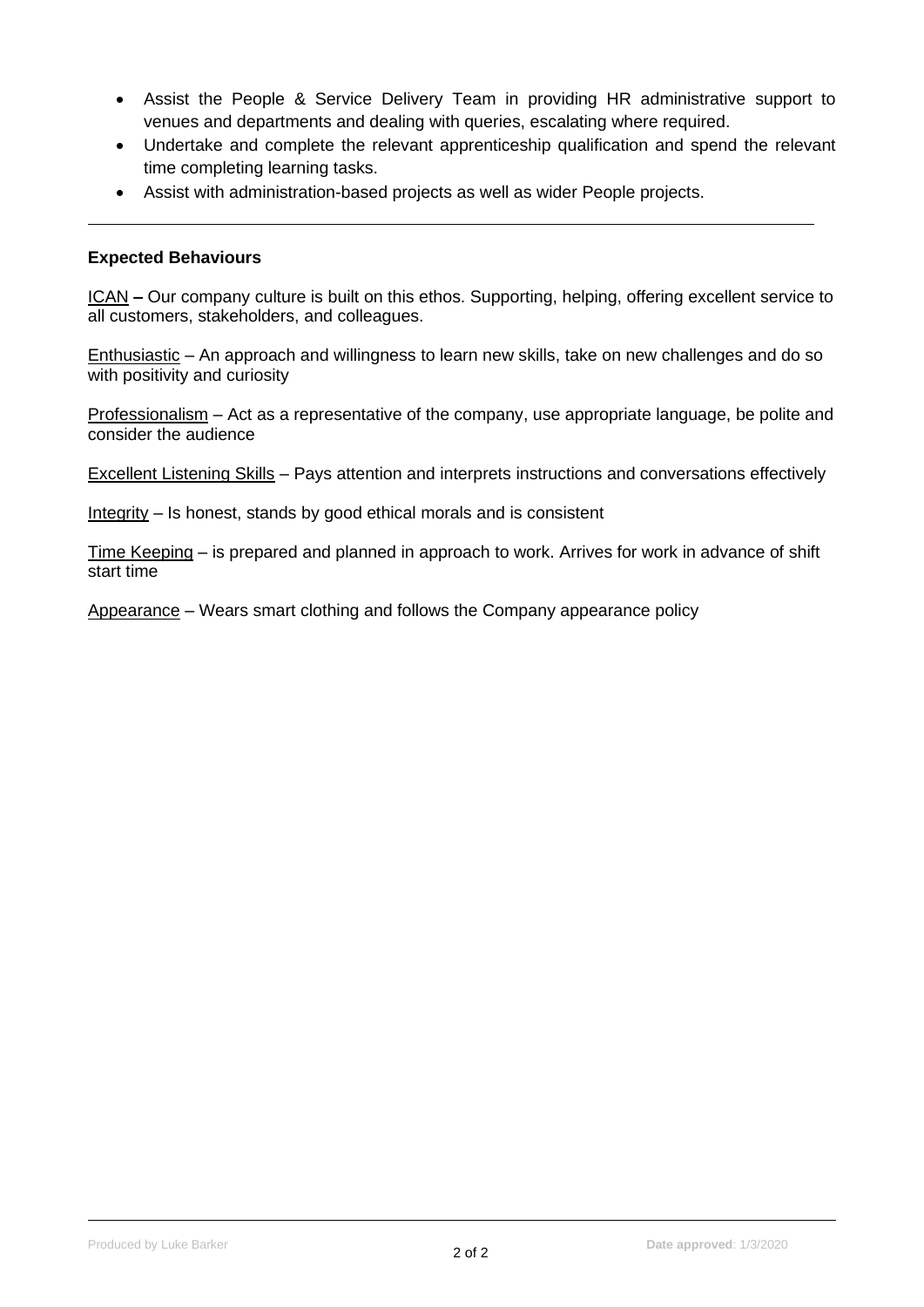- Assist the People & Service Delivery Team in providing HR administrative support to venues and departments and dealing with queries, escalating where required.
- Undertake and complete the relevant apprenticeship qualification and spend the relevant time completing learning tasks.
- Assist with administration-based projects as well as wider People projects.

---

**Expected Behaviours**

ICAN **–** Our company culture is built on this ethos. Supporting, helping, offering excellent service to all customers, stakeholders, and colleagues.

Enthusiastic – An approach and willingness to learn new skills, take on new challenges and do so with positivity and curiosity

Professionalism – Act as a representative of the company, use appropriate language, be polite and consider the audience

Excellent Listening Skills – Pays attention and interprets instructions and conversations effectively

Integrity – Is honest, stands by good ethical morals and is consistent

Time Keeping – is prepared and planned in approach to work. Arrives for work in advance of shift start time

Appearance – Wears smart clothing and follows the Company appearance policy